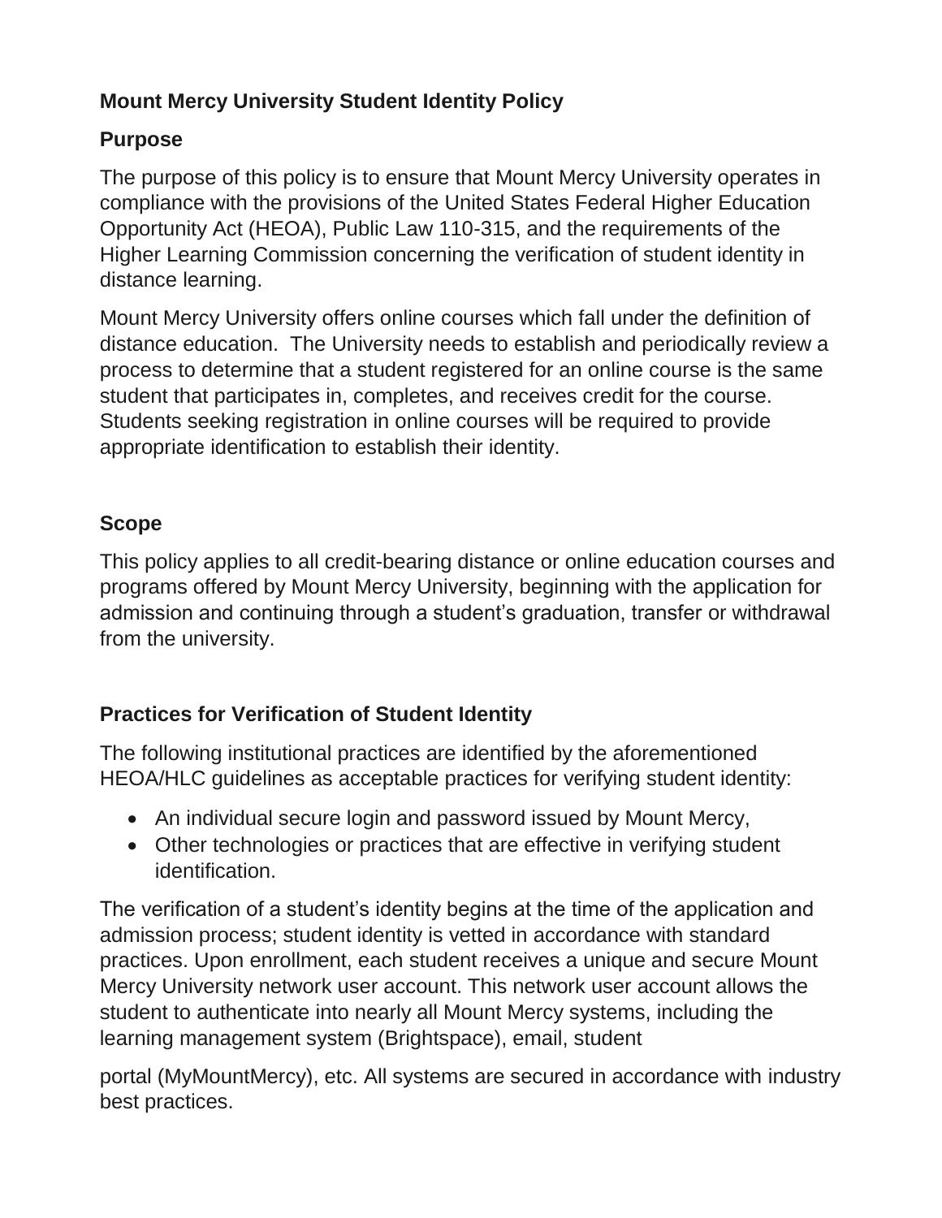# Mount Mercy University Student Identity Policy

## Purpose

The purpose of this policy is to ensure that Mount Mercy University operates in compliance with the provisions of the United States Federal Higher Education Opportunity Act (HEOA), Public Law 110-315, and the requirements of the Higher Learning Commission concerning the verification of student identity in distance learning.

Mount Mercy University offers online courses which fall under the definition of distance education. The University needs to establish and periodically review a process to determine that a student registered for an online course is the same student that participates in, completes, and receives credit for the course. Students seeking registration in online courses will be required to provide appropriate identification to establish their identity.

## Scope

This policy applies to all credit-bearing distance or online education courses and programs offered by Mount Mercy University, beginning with the application for admission and continuing through a student's graduation, transfer or withdrawal from the university.

## Practices for Verification of Student Identity

The following institutional practices are identified by the aforementioned HEOA/HLC guidelines as acceptable practices for verifying student identity:

- An individual secure login and password issued by Mount Mercy,
- Other technologies or practices that are effective in verifying student identification.

The verification of a student's identity begins at the time of the application and admission process; student identity is vetted in accordance with standard practices. Upon enrollment, each student receives a unique and secure Mount Mercy University network user account. This network user account allows the student to authenticate into nearly all Mount Mercy systems, including the learning management system (Brightspace), email, student portal (MyMountMercy), etc. All systems are secured in accordance with industry best practices.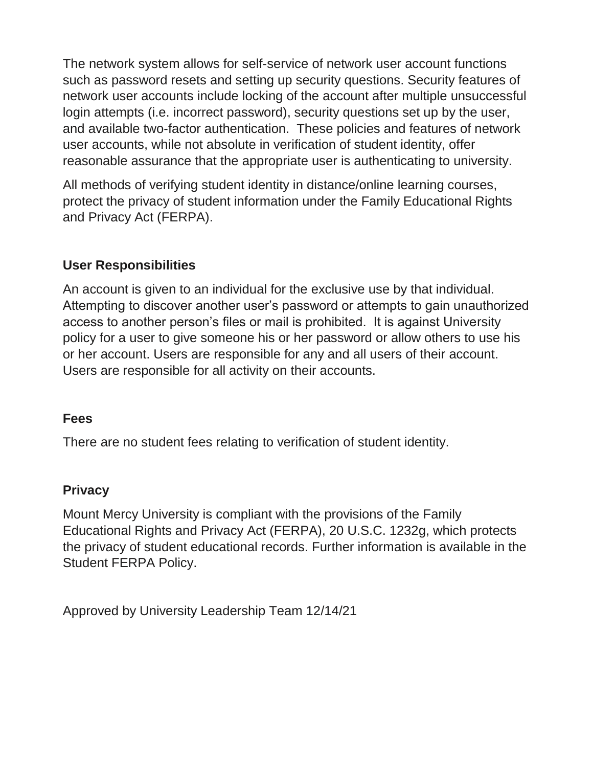The network system allows for self-service of network user account functions such as password resets and setting up security questions. Security features of network user accounts include locking of the account after multiple unsuccessful login attempts (i.e. incorrect password), security questions set up by the user, and available two-factor authentication. These policies and features of network user accounts, while not absolute in verification of student identity, offer reasonable assurance that the appropriate user is authenticating to university.

All methods of verifying student identity in distance/online learning courses, protect the privacy of student information under the Family Educational Rights and Privacy Act (FERPA).

### User Responsibilities

An account is given to an individual for the exclusive use by that individual. Attempting to discover another user's password or attempts to gain unauthorized access to another person's files or mail is prohibited. It is against University policy for a user to give someone his or her password or allow others to use his or her account. Users are responsible for any and all users of their account. Users are responsible for all activity on their accounts.

### Fees

There are no student fees relating to verification of student identity.

### Privacy

Mount Mercy University is compliant with the provisions of the Family Educational Rights and Privacy Act (FERPA), 20 U.S.C. 1232g, which protects the privacy of student educational records. Further information is available in the Student FERPA Policy.

Approved by University Leadership Team 12/14/21